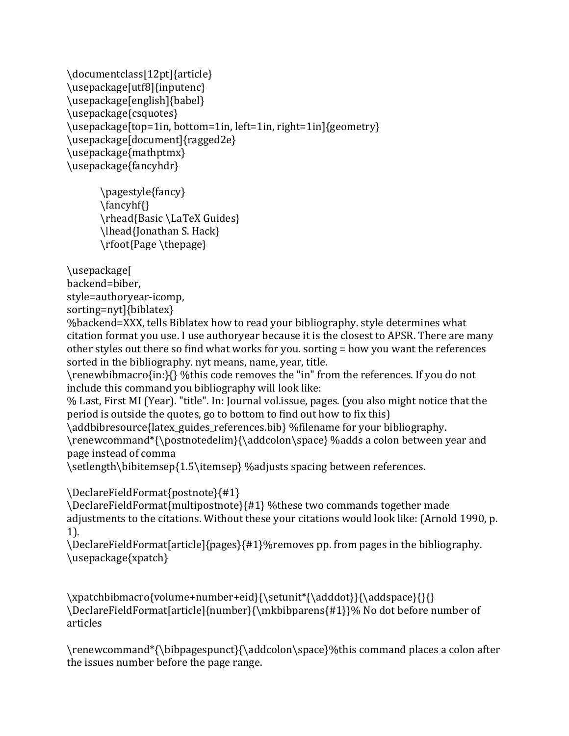```
\documentclass[12pt]{article}
\usepackage[utf8]{inputenc}
\usepackage[english]{babel}
\usepackage{csquotes}
\usepackage[top=1in, bottom=1in, left=1in, right=1in]{geometry}
\usepackage[document]{ragged2e}
\usepackage{mathptmx}
\usepackage{fancyhdr}

	\pagestyle{fancy}
	\fancyhf{}
	\rhead{Basic \LaTeX Guides}
	\lhead{Jonathan S. Hack}
	\rfoot{Page \thepage}

\usepackage[
backend=biber,
style=authoryear-icomp,
sorting=nyt]{biblatex}
%backend=XXX, tells Biblatex how to read your bibliography. style determines what citation format you use. I use authoryear because it is the closest to APSR. There are many other styles out there so find what works for you. sorting = how you want the references sorted in the bibliography. nyt means, name, year, title.
\renewbibmacro{in:}{} %this code removes the "in" from the references. If you do not include this command you bibliography will look like:
% Last, First MI (Year). "title". In: Journal vol.issue, pages. (you also might notice that the period is outside the quotes, go to bottom to find out how to fix this)
\addbibresource{latex_guides_references.bib} %filename for your bibliography.
\renewcommand*{\postnotedelim}{\addcolon\space} %adds a colon between year and page instead of comma
\setlength\bibitemsep{1.5\itemsep} %adjusts spacing between references.

\DeclareFieldFormat{postnote}{#1}
\DeclareFieldFormat{multipostnote}{#1} %these two commands together made adjustments to the citations. Without these your citations would look like: (Arnold 1990, p. 1).
\DeclareFieldFormat[article]{pages}{#1}%removes pp. from pages in the bibliography.
\usepackage{xpatch}


\xpatchbibmacro{volume+number+eid}{\setunit*{\adddot}}{\addspace}{}{}
\DeclareFieldFormat[article]{number}{\mkbibparens{#1}}% No dot before number of articles

\renewcommand*{\bibpagespunct}{\addcolon\space}%this command places a colon after the issues number before the page range.
```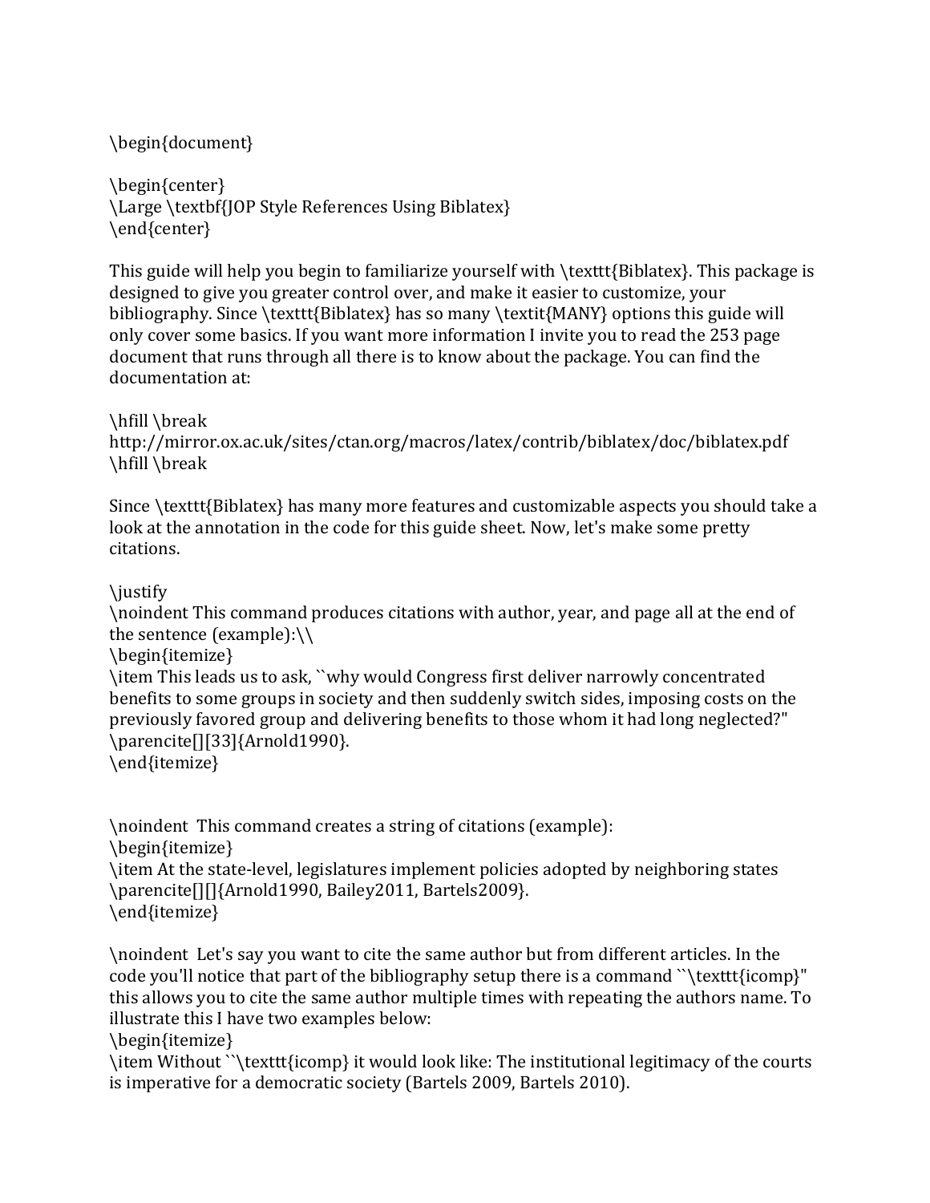\begin{document}

\begin{center}
\Large \textbf{JOP Style References Using Biblatex}
\end{center}

This guide will help you begin to familiarize yourself with \texttt{Biblatex}. This package is designed to give you greater control over, and make it easier to customize, your bibliography. Since \texttt{Biblatex} has so many \textit{MANY} options this guide will only cover some basics. If you want more information I invite you to read the 253 page document that runs through all there is to know about the package. You can find the documentation at:

\hfill \break
http://mirror.ox.ac.uk/sites/ctan.org/macros/latex/contrib/biblatex/doc/biblatex.pdf
\hfill \break

Since \texttt{Biblatex} has many more features and customizable aspects you should take a look at the annotation in the code for this guide sheet. Now, let's make some pretty citations.

\justify
\noindent This command produces citations with author, year, and page all at the end of the sentence (example):\\
\begin{itemize}
\item This leads us to ask, ``why would Congress first deliver narrowly concentrated benefits to some groups in society and then suddenly switch sides, imposing costs on the previously favored group and delivering benefits to those whom it had long neglected?" \parencite[][33]{Arnold1990}.
\end{itemize}

\noindent This command creates a string of citations (example):
\begin{itemize}
\item At the state-level, legislatures implement policies adopted by neighboring states \parencite[][]{Arnold1990, Bailey2011, Bartels2009}.
\end{itemize}

\noindent Let's say you want to cite the same author but from different articles. In the code you'll notice that part of the bibliography setup there is a command ``\texttt{icomp}" this allows you to cite the same author multiple times with repeating the authors name. To illustrate this I have two examples below:
\begin{itemize}
\item Without ``\texttt{icomp} it would look like: The institutional legitimacy of the courts is imperative for a democratic society (Bartels 2009, Bartels 2010).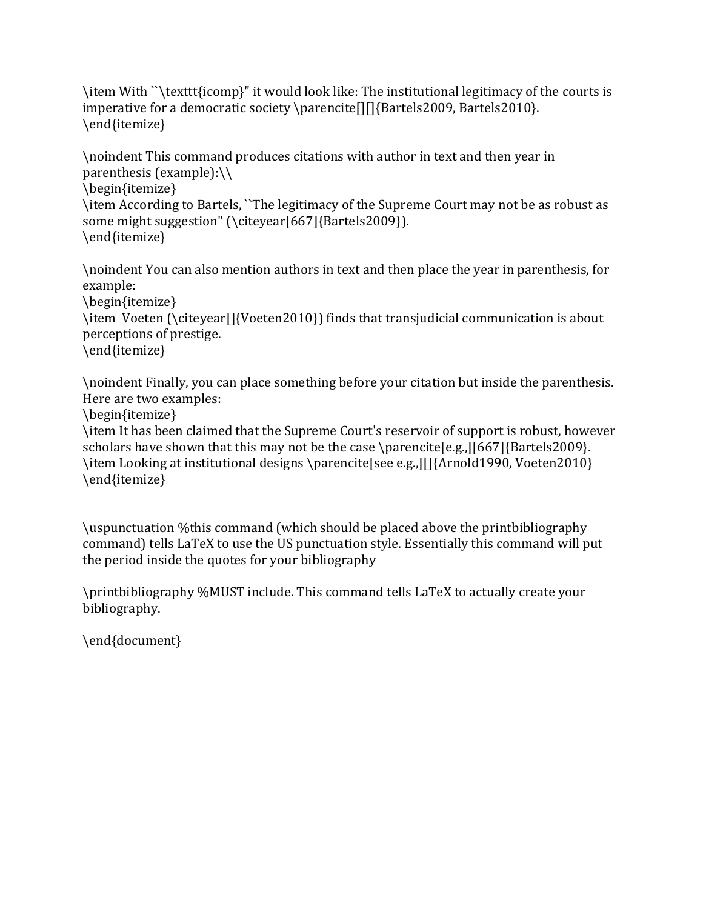\item With ``\texttt{icomp}" it would look like: The institutional legitimacy of the courts is imperative for a democratic society \parencite[][]{Bartels2009, Bartels2010}.
\end{itemize}

\noindent This command produces citations with author in text and then year in parenthesis (example):\\
\begin{itemize}
\item According to Bartels, ``The legitimacy of the Supreme Court may not be as robust as some might suggestion" (\citeyear[667]{Bartels2009}).
\end{itemize}

\noindent You can also mention authors in text and then place the year in parenthesis, for example:
\begin{itemize}
\item Voeten (\citeyear[]{Voeten2010}) finds that transjudicial communication is about perceptions of prestige.
\end{itemize}

\noindent Finally, you can place something before your citation but inside the parenthesis. Here are two examples:
\begin{itemize}
\item It has been claimed that the Supreme Court's reservoir of support is robust, however scholars have shown that this may not be the case \parencite[e.g.,][667]{Bartels2009}.
\item Looking at institutional designs \parencite[see e.g.,][]{Arnold1990, Voeten2010}
\end{itemize}

\uspunctuation %this command (which should be placed above the printbibliography command) tells LaTeX to use the US punctuation style. Essentially this command will put the period inside the quotes for your bibliography

\printbibliography %MUST include. This command tells LaTeX to actually create your bibliography.

\end{document}